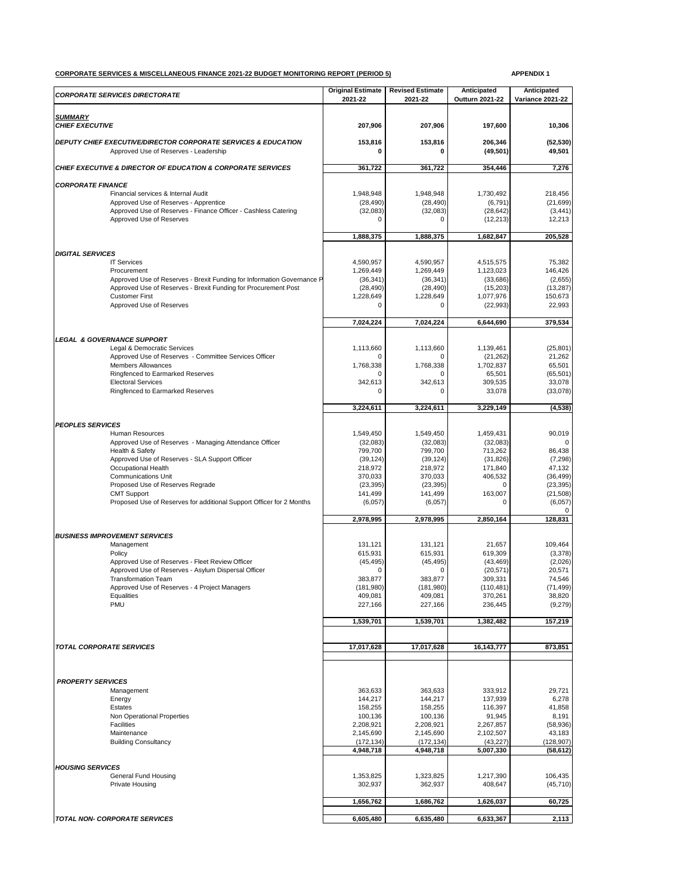**CORPORATE SERVICES & MISCELLANEOUS FINANCE 2021-22 BUDGET MONITORING REPORT (PERIOD 5)**

**APPENDIX 1**

| *CORPORATE SERVICES DIRECTORATE* | Original Estimate 2021-22 | Revised Estimate 2021-22 | Anticipated Outturn 2021-22 | Anticipated Variance 2021-22 |
|---|---|---|---|---|
| ***SUMMARY*** | | | | |
| ***CHIEF EXECUTIVE*** | **207,906** | **207,906** | **197,600** | **10,306** |
| ***DEPUTY CHIEF EXECUTIVE/DIRECTOR CORPORATE SERVICES & EDUCATION*** | **153,816** | **153,816** | **206,346** | **(52,530)** |
| Approved Use of Reserves - Leadership | **0** | **0** | **(49,501)** | **49,501** |
| ***CHIEF EXECUTIVE & DIRECTOR OF EDUCATION & CORPORATE SERVICES*** | **361,722** | **361,722** | **354,446** | **7,276** |
| ***CORPORATE FINANCE*** | | | | |
| Financial services & Internal Audit | 1,948,948 | 1,948,948 | 1,730,492 | 218,456 |
| Approved Use of Reserves - Apprentice | (28,490) | (28,490) | (6,791) | (21,699) |
| Approved Use of Reserves - Finance Officer - Cashless Catering | (32,083) | (32,083) | (28,642) | (3,441) |
| Approved Use of Reserves | 0 | 0 | (12,213) | 12,213 |
| | **1,888,375** | **1,888,375** | **1,682,847** | **205,528** |
| ***DIGITAL SERVICES*** | | | | |
| IT Services | 4,590,957 | 4,590,957 | 4,515,575 | 75,382 |
| Procurement | 1,269,449 | 1,269,449 | 1,123,023 | 146,426 |
| Approved Use of Reserves - Brexit Funding for Information Governance P | (36,341) | (36,341) | (33,686) | (2,655) |
| Approved Use of Reserves - Brexit Funding for Procurement Post | (28,490) | (28,490) | (15,203) | (13,287) |
| Customer First | 1,228,649 | 1,228,649 | 1,077,976 | 150,673 |
| Approved Use of Reserves | 0 | 0 | (22,993) | 22,993 |
| | **7,024,224** | **7,024,224** | **6,644,690** | **379,534** |
| ***LEGAL & GOVERNANCE SUPPORT*** | | | | |
| Legal & Democratic Services | 1,113,660 | 1,113,660 | 1,139,461 | (25,801) |
| Approved Use of Reserves - Committee Services Officer | 0 | 0 | (21,262) | 21,262 |
| Members Allowances | 1,768,338 | 1,768,338 | 1,702,837 | 65,501 |
| Ringfenced to Earmarked Reserves | 0 | 0 | 65,501 | (65,501) |
| Electoral Services | 342,613 | 342,613 | 309,535 | 33,078 |
| Ringfenced to Earmarked Reserves | 0 | 0 | 33,078 | (33,078) |
| | **3,224,611** | **3,224,611** | **3,229,149** | **(4,538)** |
| ***PEOPLES SERVICES*** | | | | |
| Human Resources | 1,549,450 | 1,549,450 | 1,459,431 | 90,019 |
| Approved Use of Reserves - Managing Attendance Officer | (32,083) | (32,083) | (32,083) | 0 |
| Health & Safety | 799,700 | 799,700 | 713,262 | 86,438 |
| Approved Use of Reserves - SLA Support Officer | (39,124) | (39,124) | (31,826) | (7,298) |
| Occupational Health | 218,972 | 218,972 | 171,840 | 47,132 |
| Communications Unit | 370,033 | 370,033 | 406,532 | (36,499) |
| Proposed Use of Reserves Regrade | (23,395) | (23,395) | 0 | (23,395) |
| CMT Support | 141,499 | 141,499 | 163,007 | (21,508) |
| Proposed Use of Reserves for additional Support Officer for 2 Months | (6,057) | (6,057) | 0 | (6,057) |
| | | | | 0 |
| | **2,978,995** | **2,978,995** | **2,850,164** | **128,831** |
| ***BUSINESS IMPROVEMENT SERVICES*** | | | | |
| Management | 131,121 | 131,121 | 21,657 | 109,464 |
| Policy | 615,931 | 615,931 | 619,309 | (3,378) |
| Approved Use of Reserves - Fleet Review Officer | (45,495) | (45,495) | (43,469) | (2,026) |
| Approved Use of Reserves - Asylum Dispersal Officer | 0 | 0 | (20,571) | 20,571 |
| Transformation Team | 383,877 | 383,877 | 309,331 | 74,546 |
| Approved Use of Reserves - 4 Project Managers | (181,980) | (181,980) | (110,481) | (71,499) |
| Equalities | 409,081 | 409,081 | 370,261 | 38,820 |
| PMU | 227,166 | 227,166 | 236,445 | (9,279) |
| | **1,539,701** | **1,539,701** | **1,382,482** | **157,219** |
| ***TOTAL CORPORATE SERVICES*** | **17,017,628** | **17,017,628** | **16,143,777** | **873,851** |
| ***PROPERTY SERVICES*** | | | | |
| Management | 363,633 | 363,633 | 333,912 | 29,721 |
| Energy | 144,217 | 144,217 | 137,939 | 6,278 |
| Estates | 158,255 | 158,255 | 116,397 | 41,858 |
| Non Operational Properties | 100,136 | 100,136 | 91,945 | 8,191 |
| Facilities | 2,208,921 | 2,208,921 | 2,267,857 | (58,936) |
| Maintenance | 2,145,690 | 2,145,690 | 2,102,507 | 43,183 |
| Building Consultancy | (172,134) | (172,134) | (43,227) | (128,907) |
| | **4,948,718** | **4,948,718** | **5,007,330** | **(58,612)** |
| ***HOUSING SERVICES*** | | | | |
| General Fund Housing | 1,353,825 | 1,323,825 | 1,217,390 | 106,435 |
| Private Housing | 302,937 | 362,937 | 408,647 | (45,710) |
| | **1,656,762** | **1,686,762** | **1,626,037** | **60,725** |
| ***TOTAL NON- CORPORATE SERVICES*** | **6,605,480** | **6,635,480** | **6,633,367** | **2,113** |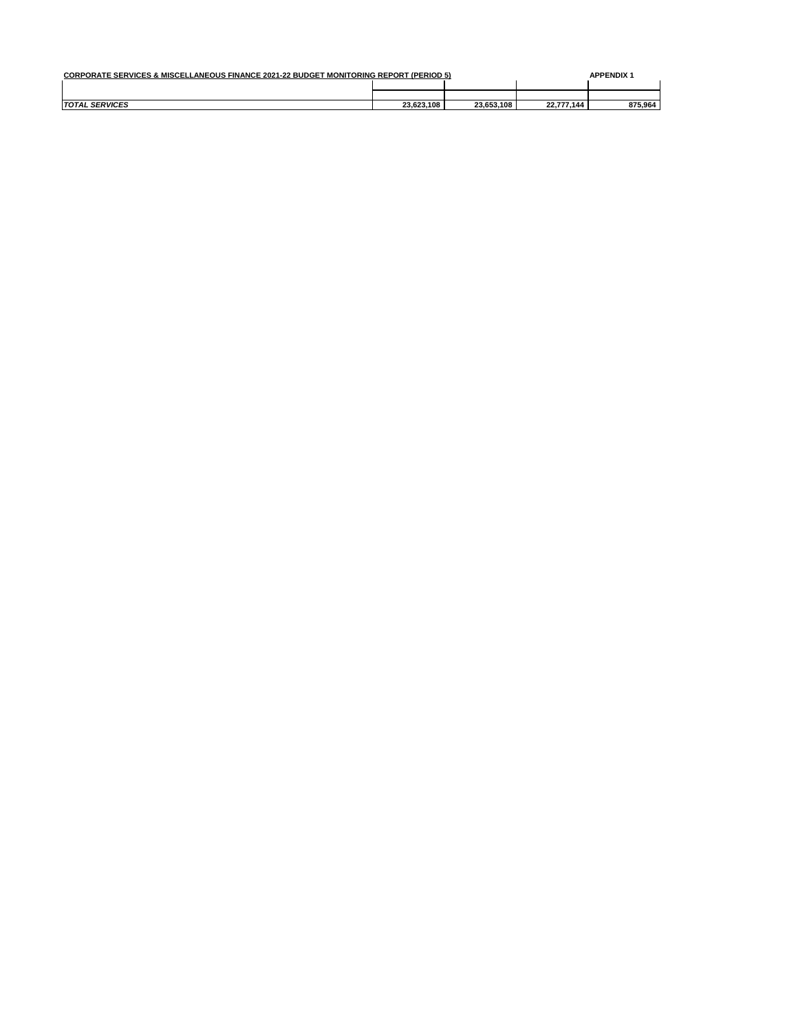**CORPORATE SERVICES & MISCELLANEOUS FINANCE 2021-22 BUDGET MONITORING REPORT (PERIOD 5)** **APPENDIX 1**

| | | | | |
|---|---|---|---|---|
| | | | | |
| ***TOTAL SERVICES*** | **23,623,108** | **23,653,108** | **22,777,144** | **875,964** |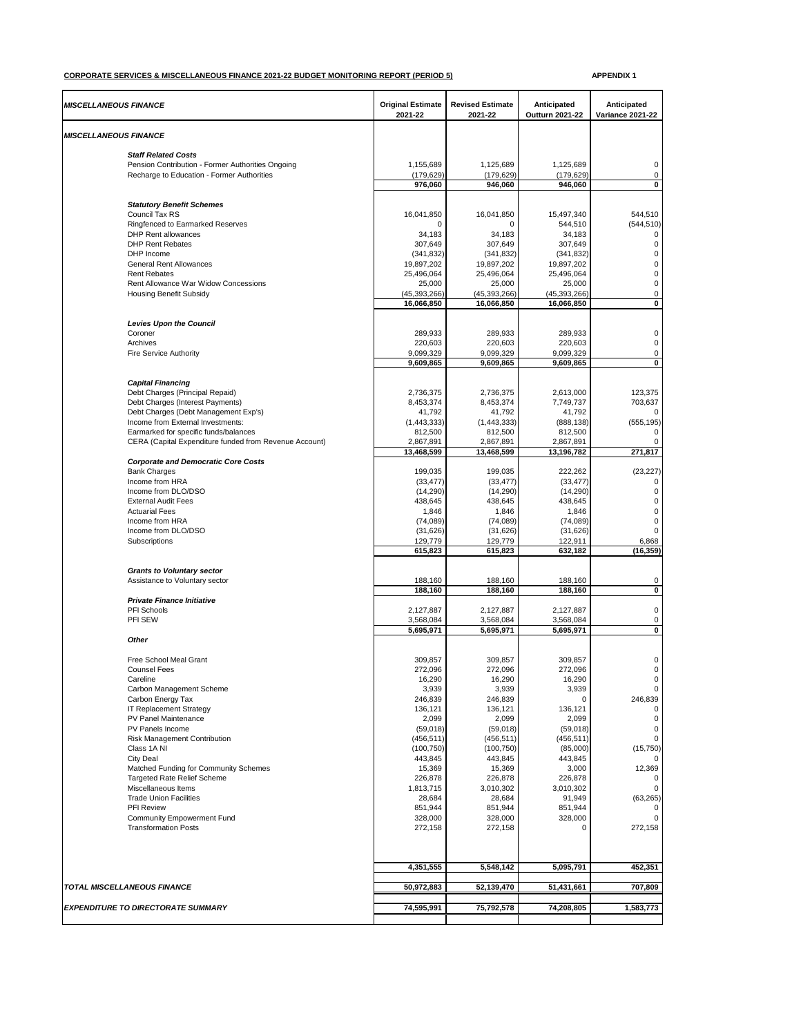**CORPORATE SERVICES & MISCELLANEOUS FINANCE 2021-22 BUDGET MONITORING REPORT (PERIOD 5)** **APPENDIX 1**

| *MISCELLANEOUS FINANCE* | Original Estimate 2021-22 | Revised Estimate 2021-22 | Anticipated Outturn 2021-22 | Anticipated Variance 2021-22 |
|---|---|---|---|---|
| ***MISCELLANEOUS FINANCE*** | | | | |
| ***Staff Related Costs*** | | | | |
| Pension Contribution - Former Authorities Ongoing | 1,155,689 | 1,125,689 | 1,125,689 | 0 |
| Recharge to Education - Former Authorities | (179,629) | (179,629) | (179,629) | 0 |
| | **976,060** | **946,060** | **946,060** | **0** |
| ***Statutory Benefit Schemes*** | | | | |
| Council Tax RS | 16,041,850 | 16,041,850 | 15,497,340 | 544,510 |
| Ringfenced to Earmarked Reserves | 0 | 0 | 544,510 | (544,510) |
| DHP Rent allowances | 34,183 | 34,183 | 34,183 | 0 |
| DHP Rent Rebates | 307,649 | 307,649 | 307,649 | 0 |
| DHP Income | (341,832) | (341,832) | (341,832) | 0 |
| General Rent Allowances | 19,897,202 | 19,897,202 | 19,897,202 | 0 |
| Rent Rebates | 25,496,064 | 25,496,064 | 25,496,064 | 0 |
| Rent Allowance War Widow Concessions | 25,000 | 25,000 | 25,000 | 0 |
| Housing Benefit Subsidy | (45,393,266) | (45,393,266) | (45,393,266) | 0 |
| | **16,066,850** | **16,066,850** | **16,066,850** | **0** |
| ***Levies Upon the Council*** | | | | |
| Coroner | 289,933 | 289,933 | 289,933 | 0 |
| Archives | 220,603 | 220,603 | 220,603 | 0 |
| Fire Service Authority | 9,099,329 | 9,099,329 | 9,099,329 | 0 |
| | **9,609,865** | **9,609,865** | **9,609,865** | **0** |
| ***Capital Financing*** | | | | |
| Debt Charges (Principal Repaid) | 2,736,375 | 2,736,375 | 2,613,000 | 123,375 |
| Debt Charges (Interest Payments) | 8,453,374 | 8,453,374 | 7,749,737 | 703,637 |
| Debt Charges (Debt Management Exp's) | 41,792 | 41,792 | 41,792 | 0 |
| Income from External Investments: | (1,443,333) | (1,443,333) | (888,138) | (555,195) |
| Earmarked for specific funds/balances | 812,500 | 812,500 | 812,500 | 0 |
| CERA (Capital Expenditure funded from Revenue Account) | 2,867,891 | 2,867,891 | 2,867,891 | 0 |
| | **13,468,599** | **13,468,599** | **13,196,782** | **271,817** |
| ***Corporate and Democratic Core Costs*** | | | | |
| Bank Charges | 199,035 | 199,035 | 222,262 | (23,227) |
| Income from HRA | (33,477) | (33,477) | (33,477) | 0 |
| Income from DLO/DSO | (14,290) | (14,290) | (14,290) | 0 |
| External Audit Fees | 438,645 | 438,645 | 438,645 | 0 |
| Actuarial Fees | 1,846 | 1,846 | 1,846 | 0 |
| Income from HRA | (74,089) | (74,089) | (74,089) | 0 |
| Income from DLO/DSO | (31,626) | (31,626) | (31,626) | 0 |
| Subscriptions | 129,779 | 129,779 | 122,911 | 6,868 |
| | **615,823** | **615,823** | **632,182** | **(16,359)** |
| ***Grants to Voluntary sector*** | | | | |
| Assistance to Voluntary sector | 188,160 | 188,160 | 188,160 | 0 |
| | **188,160** | **188,160** | **188,160** | **0** |
| ***Private Finance Initiative*** | | | | |
| PFI Schools | 2,127,887 | 2,127,887 | 2,127,887 | 0 |
| PFI SEW | 3,568,084 | 3,568,084 | 3,568,084 | 0 |
| | **5,695,971** | **5,695,971** | **5,695,971** | **0** |
| ***Other*** | | | | |
| Free School Meal Grant | 309,857 | 309,857 | 309,857 | 0 |
| Counsel Fees | 272,096 | 272,096 | 272,096 | 0 |
| Careline | 16,290 | 16,290 | 16,290 | 0 |
| Carbon Management Scheme | 3,939 | 3,939 | 3,939 | 0 |
| Carbon Energy Tax | 246,839 | 246,839 | 0 | 246,839 |
| IT Replacement Strategy | 136,121 | 136,121 | 136,121 | 0 |
| PV Panel Maintenance | 2,099 | 2,099 | 2,099 | 0 |
| PV Panels Income | (59,018) | (59,018) | (59,018) | 0 |
| Risk Management Contribution | (456,511) | (456,511) | (456,511) | 0 |
| Class 1A NI | (100,750) | (100,750) | (85,000) | (15,750) |
| City Deal | 443,845 | 443,845 | 443,845 | 0 |
| Matched Funding for Community Schemes | 15,369 | 15,369 | 3,000 | 12,369 |
| Targeted Rate Relief Scheme | 226,878 | 226,878 | 226,878 | 0 |
| Miscellaneous Items | 1,813,715 | 3,010,302 | 3,010,302 | 0 |
| Trade Union Facilities | 28,684 | 28,684 | 91,949 | (63,265) |
| PFI Review | 851,944 | 851,944 | 851,944 | 0 |
| Community Empowerment Fund | 328,000 | 328,000 | 328,000 | 0 |
| Transformation Posts | 272,158 | 272,158 | 0 | 272,158 |
| | **4,351,555** | **5,548,142** | **5,095,791** | **452,351** |
| ***TOTAL MISCELLANEOUS FINANCE*** | **50,972,883** | **52,139,470** | **51,431,661** | **707,809** |
| ***EXPENDITURE TO DIRECTORATE SUMMARY*** | **74,595,991** | **75,792,578** | **74,208,805** | **1,583,773** |